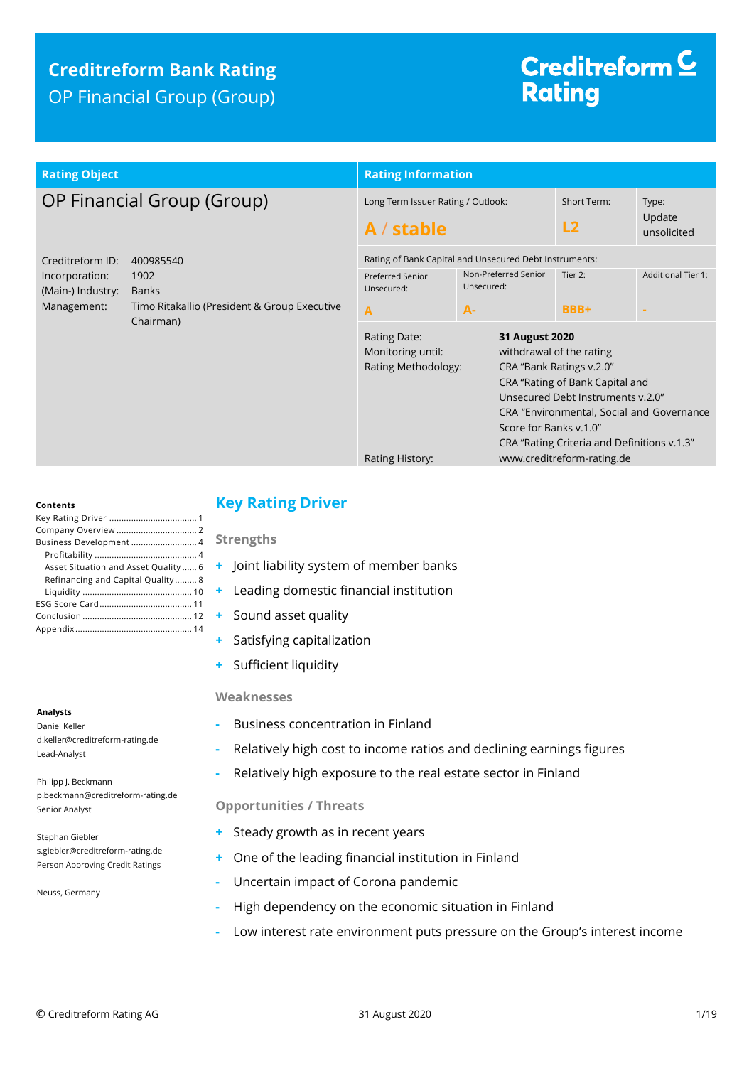# Creditreform Bank Rating

OP Financial Group (Group)

Creditreform Rating

| Rating Object | |
|---|---|
| **OP Financial Group (Group)** | |
| Creditreform ID: | 400985540 |
| Incorporation: | 1902 |
| (Main-) Industry: | Banks |
| Management: | Timo Ritakallio (President & Group Executive Chairman) |

| Rating Information | | | |
|---|---|---|---|
| Long Term Issuer Rating / Outlook: | | Short Term: | Type: |
| **A / stable** | | **L2** | Update unsolicited |
| Rating of Bank Capital and Unsecured Debt Instruments: | | | |
| Preferred Senior Unsecured: | Non-Preferred Senior Unsecured: | Tier 2: | Additional Tier 1: |
| **A** | **A-** | **BBB+** | **-** |

| | |
|---|---|
| Rating Date: | **31 August 2020** |
| Monitoring until: | withdrawal of the rating |
| Rating Methodology: | CRA "Bank Ratings v.2.0" |
| | CRA "Rating of Bank Capital and Unsecured Debt Instruments v.2.0" |
| | CRA "Environmental, Social and Governance Score for Banks v.1.0" |
| | CRA "Rating Criteria and Definitions v.1.3" |
| Rating History: | www.creditreform-rating.de |

**Contents**

- Key Rating Driver ... 1
- Company Overview ... 2
- Business Development ... 4
  - Profitability ... 4
  - Asset Situation and Asset Quality ... 6
  - Refinancing and Capital Quality ... 8
  - Liquidity ... 10
- ESG Score Card ... 11
- Conclusion ... 12
- Appendix ... 14

**Analysts**

Daniel Keller
d.keller@creditreform-rating.de
Lead-Analyst

Philipp J. Beckmann
p.beckmann@creditreform-rating.de
Senior Analyst

Stephan Giebler
s.giebler@creditreform-rating.de
Person Approving Credit Ratings

Neuss, Germany

## Key Rating Driver

### Strengths

- \+ Joint liability system of member banks
- \+ Leading domestic financial institution
- \+ Sound asset quality
- \+ Satisfying capitalization
- \+ Sufficient liquidity

### Weaknesses

- \- Business concentration in Finland
- \- Relatively high cost to income ratios and declining earnings figures
- \- Relatively high exposure to the real estate sector in Finland

### Opportunities / Threats

- \+ Steady growth as in recent years
- \+ One of the leading financial institution in Finland
- \- Uncertain impact of Corona pandemic
- \- High dependency on the economic situation in Finland
- \- Low interest rate environment puts pressure on the Group's interest income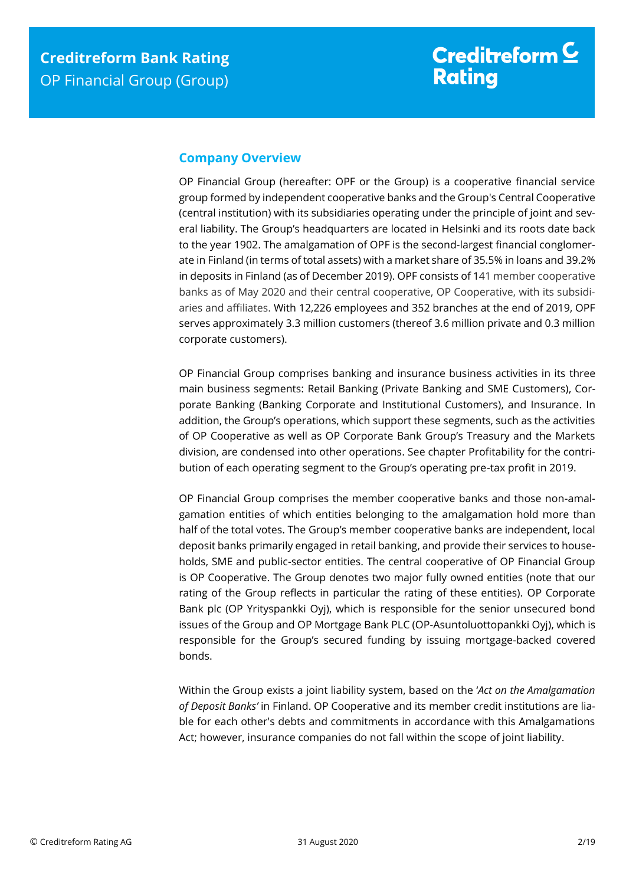## Company Overview

OP Financial Group (hereafter: OPF or the Group) is a cooperative financial service group formed by independent cooperative banks and the Group's Central Cooperative (central institution) with its subsidiaries operating under the principle of joint and several liability. The Group's headquarters are located in Helsinki and its roots date back to the year 1902. The amalgamation of OPF is the second-largest financial conglomerate in Finland (in terms of total assets) with a market share of 35.5% in loans and 39.2% in deposits in Finland (as of December 2019). OPF consists of 141 member cooperative banks as of May 2020 and their central cooperative, OP Cooperative, with its subsidiaries and affiliates. With 12,226 employees and 352 branches at the end of 2019, OPF serves approximately 3.3 million customers (thereof 3.6 million private and 0.3 million corporate customers).

OP Financial Group comprises banking and insurance business activities in its three main business segments: Retail Banking (Private Banking and SME Customers), Corporate Banking (Banking Corporate and Institutional Customers), and Insurance. In addition, the Group's operations, which support these segments, such as the activities of OP Cooperative as well as OP Corporate Bank Group's Treasury and the Markets division, are condensed into other operations. See chapter Profitability for the contribution of each operating segment to the Group's operating pre-tax profit in 2019.

OP Financial Group comprises the member cooperative banks and those non-amalgamation entities of which entities belonging to the amalgamation hold more than half of the total votes. The Group's member cooperative banks are independent, local deposit banks primarily engaged in retail banking, and provide their services to households, SME and public-sector entities. The central cooperative of OP Financial Group is OP Cooperative. The Group denotes two major fully owned entities (note that our rating of the Group reflects in particular the rating of these entities). OP Corporate Bank plc (OP Yrityspankki Oyj), which is responsible for the senior unsecured bond issues of the Group and OP Mortgage Bank PLC (OP-Asuntoluottopankki Oyj), which is responsible for the Group's secured funding by issuing mortgage-backed covered bonds.

Within the Group exists a joint liability system, based on the '*Act on the Amalgamation of Deposit Banks*' in Finland. OP Cooperative and its member credit institutions are liable for each other's debts and commitments in accordance with this Amalgamations Act; however, insurance companies do not fall within the scope of joint liability.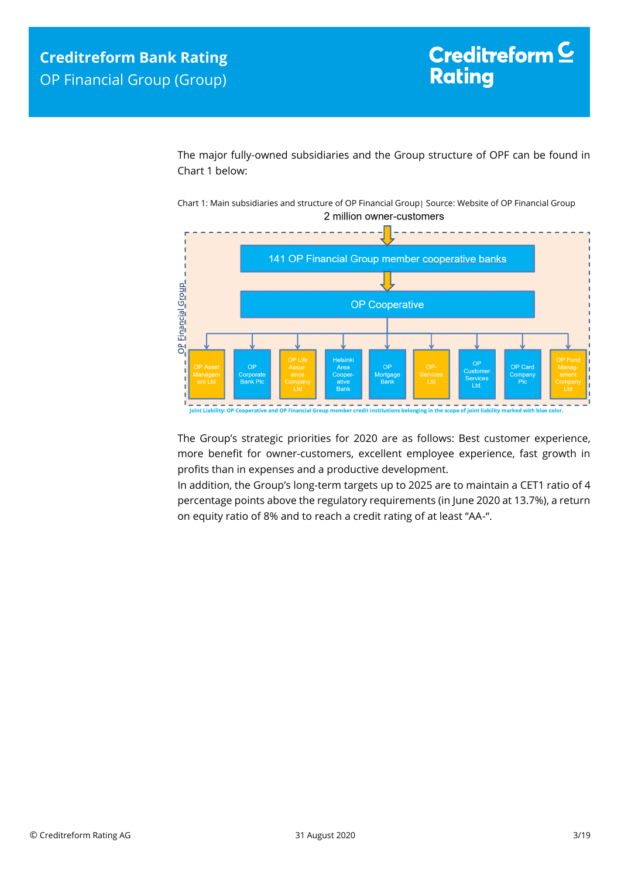The major fully-owned subsidiaries and the Group structure of OPF can be found in Chart 1 below:

Chart 1: Main subsidiaries and structure of OP Financial Group| Source: Website of OP Financial Group

2 million owner-customers

141 OP Financial Group member cooperative banks

OP Cooperative

OP Asset Management Ltd | OP Corporate Bank Plc | OP Life Assurance Company Ltd | Helsinki Area Cooperative Bank | OP Mortgage Bank | OP-Services Ltd | OP Customer Services Ltd. | OP Card Company Plc | OP Fund Management Company Ltd

OP Financial Group

Joint Liability: OP Cooperative and OP Financial Group member credit institutions belonging in the scope of joint liability marked with blue color.

The Group's strategic priorities for 2020 are as follows: Best customer experience, more benefit for owner-customers, excellent employee experience, fast growth in profits than in expenses and a productive development.

In addition, the Group's long-term targets up to 2025 are to maintain a CET1 ratio of 4 percentage points above the regulatory requirements (in June 2020 at 13.7%), a return on equity ratio of 8% and to reach a credit rating of at least "AA-".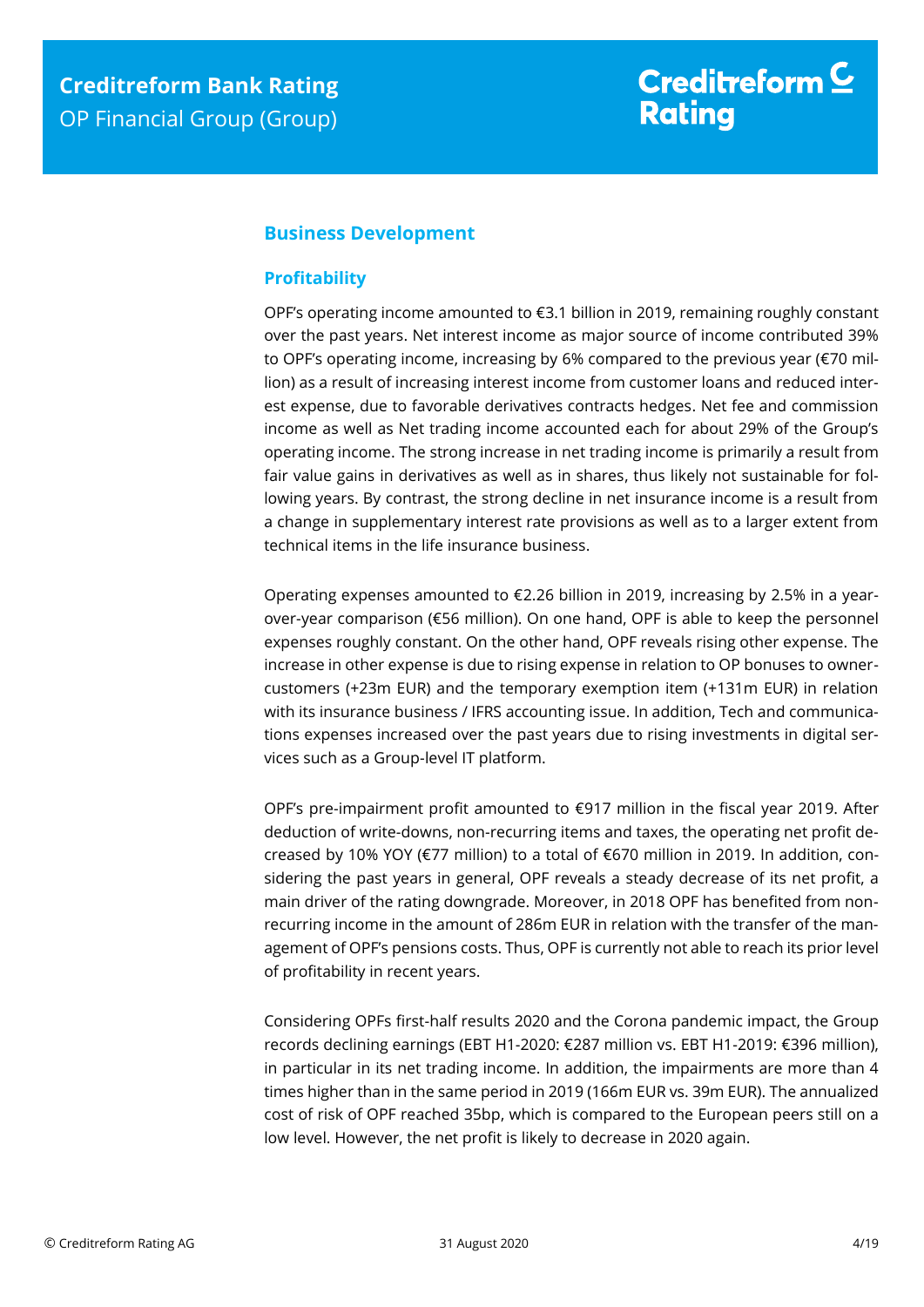## Business Development

### Profitability

OPF's operating income amounted to €3.1 billion in 2019, remaining roughly constant over the past years. Net interest income as major source of income contributed 39% to OPF's operating income, increasing by 6% compared to the previous year (€70 million) as a result of increasing interest income from customer loans and reduced interest expense, due to favorable derivatives contracts hedges. Net fee and commission income as well as Net trading income accounted each for about 29% of the Group's operating income. The strong increase in net trading income is primarily a result from fair value gains in derivatives as well as in shares, thus likely not sustainable for following years. By contrast, the strong decline in net insurance income is a result from a change in supplementary interest rate provisions as well as to a larger extent from technical items in the life insurance business.

Operating expenses amounted to €2.26 billion in 2019, increasing by 2.5% in a year-over-year comparison (€56 million). On one hand, OPF is able to keep the personnel expenses roughly constant. On the other hand, OPF reveals rising other expense. The increase in other expense is due to rising expense in relation to OP bonuses to owner-customers (+23m EUR) and the temporary exemption item (+131m EUR) in relation with its insurance business / IFRS accounting issue. In addition, Tech and communications expenses increased over the past years due to rising investments in digital services such as a Group-level IT platform.

OPF's pre-impairment profit amounted to €917 million in the fiscal year 2019. After deduction of write-downs, non-recurring items and taxes, the operating net profit decreased by 10% YOY (€77 million) to a total of €670 million in 2019. In addition, considering the past years in general, OPF reveals a steady decrease of its net profit, a main driver of the rating downgrade. Moreover, in 2018 OPF has benefited from non-recurring income in the amount of 286m EUR in relation with the transfer of the management of OPF's pensions costs. Thus, OPF is currently not able to reach its prior level of profitability in recent years.

Considering OPFs first-half results 2020 and the Corona pandemic impact, the Group records declining earnings (EBT H1-2020: €287 million vs. EBT H1-2019: €396 million), in particular in its net trading income. In addition, the impairments are more than 4 times higher than in the same period in 2019 (166m EUR vs. 39m EUR). The annualized cost of risk of OPF reached 35bp, which is compared to the European peers still on a low level. However, the net profit is likely to decrease in 2020 again.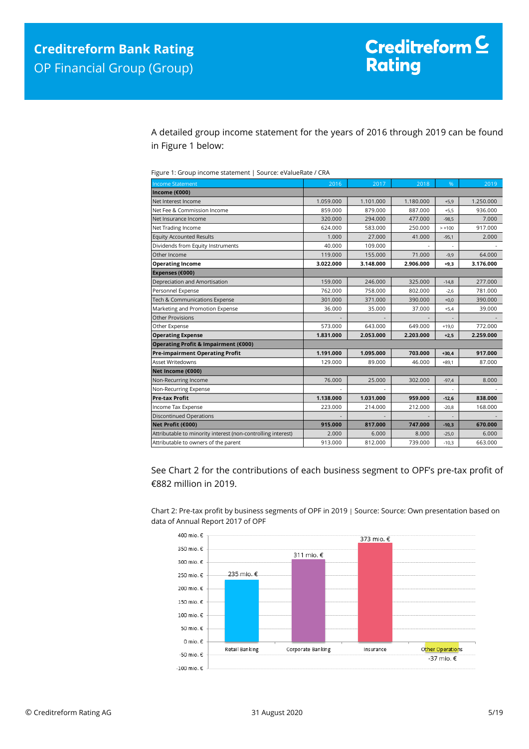A detailed group income statement for the years of 2016 through 2019 can be found in Figure 1 below:

Figure 1: Group income statement | Source: eValueRate / CRA

| Income Statement | 2016 | 2017 | 2018 | % | 2019 |
|---|---|---|---|---|---|
| **Income (€000)** | | | | | |
| Net Interest Income | 1.059.000 | 1.101.000 | 1.180.000 | +5,9 | 1.250.000 |
| Net Fee & Commission Income | 859.000 | 879.000 | 887.000 | +5,5 | 936.000 |
| Net Insurance Income | 320.000 | 294.000 | 477.000 | -98,5 | 7.000 |
| Net Trading Income | 624.000 | 583.000 | 250.000 | > +100 | 917.000 |
| Equity Accounted Results | 1.000 | 27.000 | 41.000 | -95,1 | 2.000 |
| Dividends from Equity Instruments | 40.000 | 109.000 | - | - | - |
| Other Income | 119.000 | 155.000 | 71.000 | -9,9 | 64.000 |
| **Operating Income** | **3.022.000** | **3.148.000** | **2.906.000** | **+9,3** | **3.176.000** |
| **Expenses (€000)** | | | | | |
| Depreciation and Amortisation | 159.000 | 246.000 | 325.000 | -14,8 | 277.000 |
| Personnel Expense | 762.000 | 758.000 | 802.000 | -2,6 | 781.000 |
| Tech & Communications Expense | 301.000 | 371.000 | 390.000 | +0,0 | 390.000 |
| Marketing and Promotion Expense | 36.000 | 35.000 | 37.000 | +5,4 | 39.000 |
| Other Provisions | - | - | - | - | - |
| Other Expense | 573.000 | 643.000 | 649.000 | +19,0 | 772.000 |
| **Operating Expense** | **1.831.000** | **2.053.000** | **2.203.000** | **+2,5** | **2.259.000** |
| **Operating Profit & Impairment (€000)** | | | | | |
| **Pre-impairment Operating Profit** | **1.191.000** | **1.095.000** | **703.000** | **+30,4** | **917.000** |
| Asset Writedowns | 129.000 | 89.000 | 46.000 | +89,1 | 87.000 |
| **Net Income (€000)** | | | | | |
| Non-Recurring Income | 76.000 | 25.000 | 302.000 | -97,4 | 8.000 |
| Non-Recurring Expense | - | - | - | - | - |
| **Pre-tax Profit** | **1.138.000** | **1.031.000** | **959.000** | **-12,6** | **838.000** |
| Income Tax Expense | 223.000 | 214.000 | 212.000 | -20,8 | 168.000 |
| Discontinued Operations | - | - | - | - | - |
| **Net Profit (€000)** | **915.000** | **817.000** | **747.000** | **-10,3** | **670.000** |
| Attributable to minority interest (non-controlling interest) | 2.000 | 6.000 | 8.000 | -25,0 | 6.000 |
| Attributable to owners of the parent | 913.000 | 812.000 | 739.000 | -10,3 | 663.000 |

See Chart 2 for the contributions of each business segment to OPF's pre-tax profit of €882 million in 2019.

Chart 2: Pre-tax profit by business segments of OPF in 2019 | Source: Source: Own presentation based on data of Annual Report 2017 of OPF

| Segment | Pre-tax profit |
|---|---|
| Retail Banking | 235 mio. € |
| Corporate Banking | 311 mio. € |
| Insurance | 373 mio. € |
| Other Operations | -37 mio. € |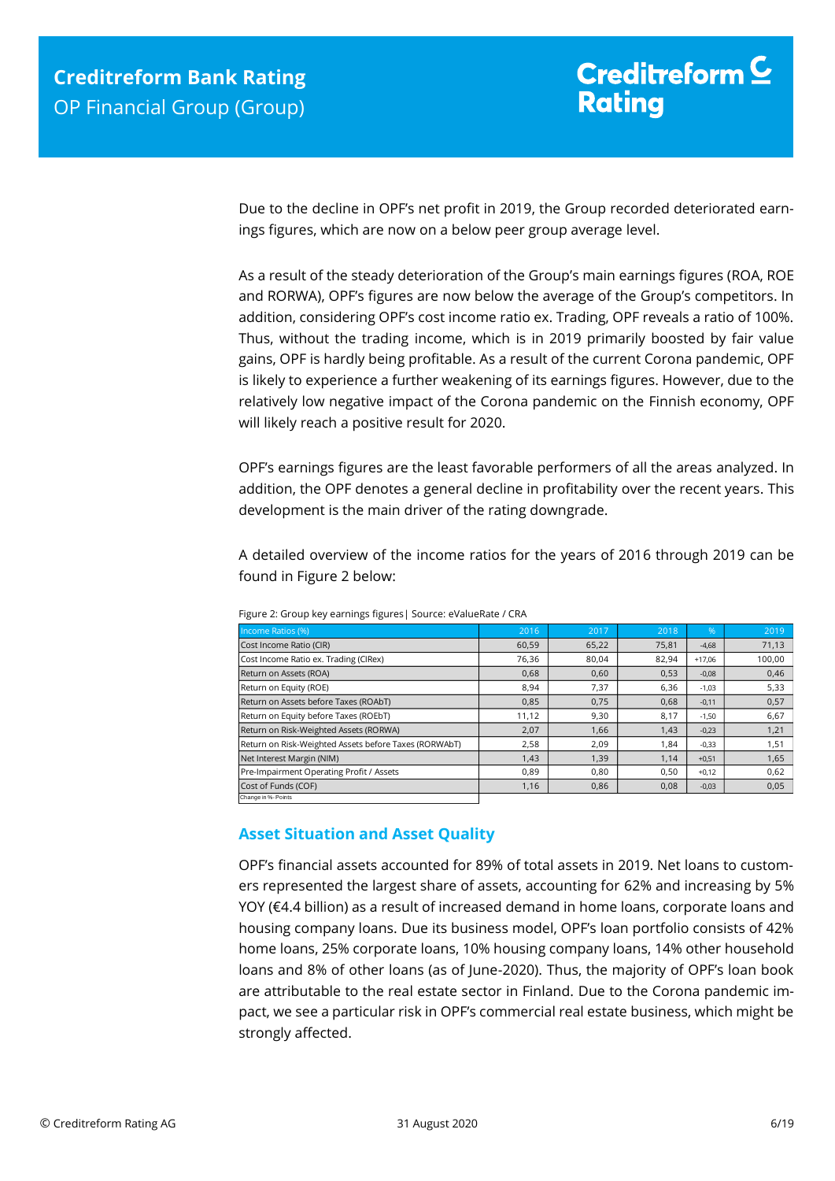Due to the decline in OPF's net profit in 2019, the Group recorded deteriorated earnings figures, which are now on a below peer group average level.

As a result of the steady deterioration of the Group's main earnings figures (ROA, ROE and RORWA), OPF's figures are now below the average of the Group's competitors. In addition, considering OPF's cost income ratio ex. Trading, OPF reveals a ratio of 100%. Thus, without the trading income, which is in 2019 primarily boosted by fair value gains, OPF is hardly being profitable. As a result of the current Corona pandemic, OPF is likely to experience a further weakening of its earnings figures. However, due to the relatively low negative impact of the Corona pandemic on the Finnish economy, OPF will likely reach a positive result for 2020.

OPF's earnings figures are the least favorable performers of all the areas analyzed. In addition, the OPF denotes a general decline in profitability over the recent years. This development is the main driver of the rating downgrade.

A detailed overview of the income ratios for the years of 2016 through 2019 can be found in Figure 2 below:

Figure 2: Group key earnings figures| Source: eValueRate / CRA

| Income Ratios (%) | 2016 | 2017 | 2018 | % | 2019 |
|---|---|---|---|---|---|
| Cost Income Ratio (CIR) | 60,59 | 65,22 | 75,81 | -4,68 | 71,13 |
| Cost Income Ratio ex. Trading (CIRex) | 76,36 | 80,04 | 82,94 | +17,06 | 100,00 |
| Return on Assets (ROA) | 0,68 | 0,60 | 0,53 | -0,08 | 0,46 |
| Return on Equity (ROE) | 8,94 | 7,37 | 6,36 | -1,03 | 5,33 |
| Return on Assets before Taxes (ROAbT) | 0,85 | 0,75 | 0,68 | -0,11 | 0,57 |
| Return on Equity before Taxes (ROEbT) | 11,12 | 9,30 | 8,17 | -1,50 | 6,67 |
| Return on Risk-Weighted Assets (RORWA) | 2,07 | 1,66 | 1,43 | -0,23 | 1,21 |
| Return on Risk-Weighted Assets before Taxes (RORWAbT) | 2,58 | 2,09 | 1,84 | -0,33 | 1,51 |
| Net Interest Margin (NIM) | 1,43 | 1,39 | 1,14 | +0,51 | 1,65 |
| Pre-Impairment Operating Profit / Assets | 0,89 | 0,80 | 0,50 | +0,12 | 0,62 |
| Cost of Funds (COF) | 1,16 | 0,86 | 0,08 | -0,03 | 0,05 |
| Change in %- Points | | | | | |

## Asset Situation and Asset Quality

OPF's financial assets accounted for 89% of total assets in 2019. Net loans to customers represented the largest share of assets, accounting for 62% and increasing by 5% YOY (€4.4 billion) as a result of increased demand in home loans, corporate loans and housing company loans. Due its business model, OPF's loan portfolio consists of 42% home loans, 25% corporate loans, 10% housing company loans, 14% other household loans and 8% of other loans (as of June-2020). Thus, the majority of OPF's loan book are attributable to the real estate sector in Finland. Due to the Corona pandemic impact, we see a particular risk in OPF's commercial real estate business, which might be strongly affected.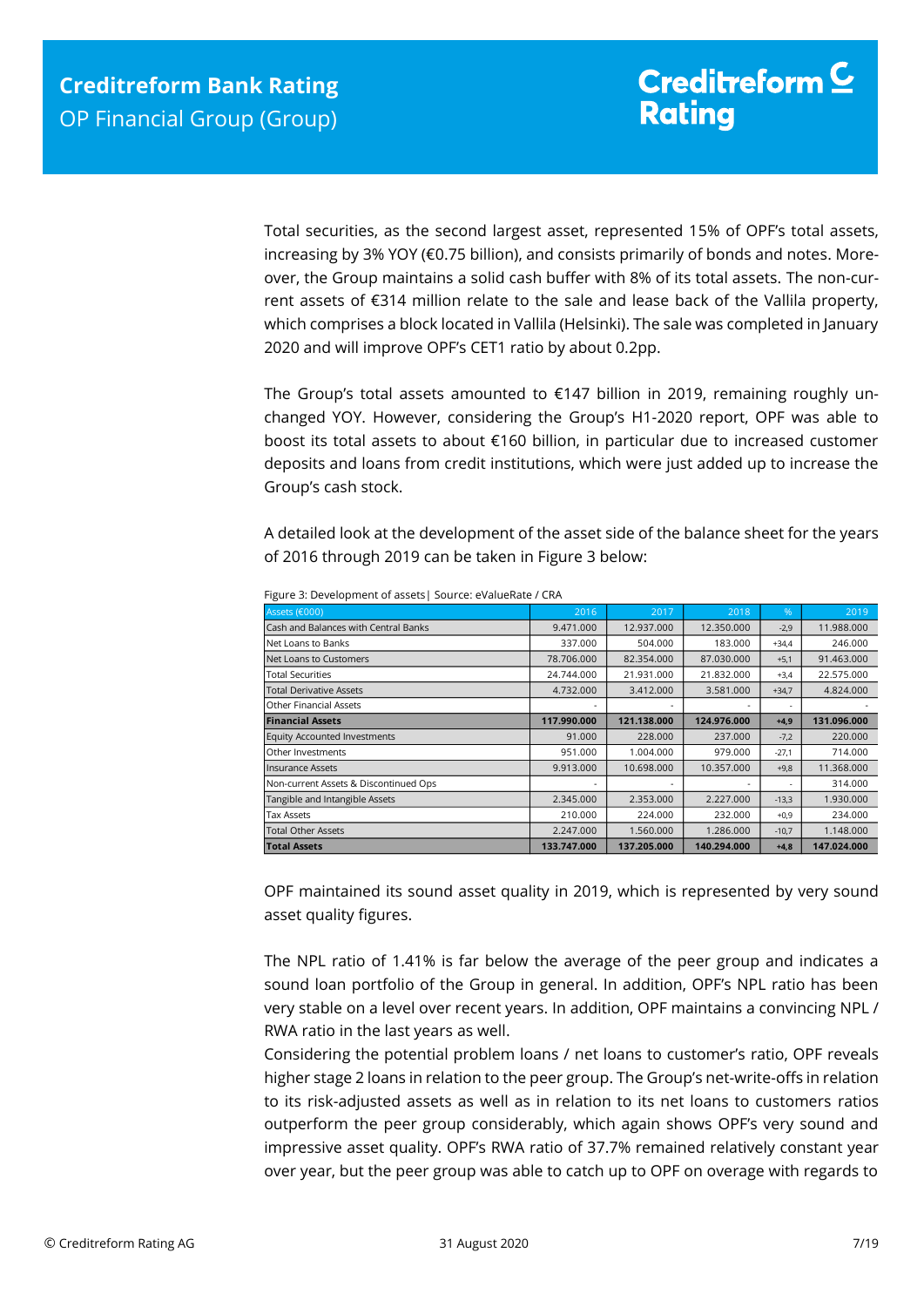Total securities, as the second largest asset, represented 15% of OPF's total assets, increasing by 3% YOY (€0.75 billion), and consists primarily of bonds and notes. Moreover, the Group maintains a solid cash buffer with 8% of its total assets. The non-current assets of €314 million relate to the sale and lease back of the Vallila property, which comprises a block located in Vallila (Helsinki). The sale was completed in January 2020 and will improve OPF's CET1 ratio by about 0.2pp.

The Group's total assets amounted to €147 billion in 2019, remaining roughly unchanged YOY. However, considering the Group's H1-2020 report, OPF was able to boost its total assets to about €160 billion, in particular due to increased customer deposits and loans from credit institutions, which were just added up to increase the Group's cash stock.

A detailed look at the development of the asset side of the balance sheet for the years of 2016 through 2019 can be taken in Figure 3 below:

Figure 3: Development of assets| Source: eValueRate / CRA

| Assets (€000) | 2016 | 2017 | 2018 | % | 2019 |
|---|---|---|---|---|---|
| Cash and Balances with Central Banks | 9.471.000 | 12.937.000 | 12.350.000 | -2,9 | 11.988.000 |
| Net Loans to Banks | 337.000 | 504.000 | 183.000 | +34,4 | 246.000 |
| Net Loans to Customers | 78.706.000 | 82.354.000 | 87.030.000 | +5,1 | 91.463.000 |
| Total Securities | 24.744.000 | 21.931.000 | 21.832.000 | +3,4 | 22.575.000 |
| Total Derivative Assets | 4.732.000 | 3.412.000 | 3.581.000 | +34,7 | 4.824.000 |
| Other Financial Assets | - | - | - | - | - |
| **Financial Assets** | **117.990.000** | **121.138.000** | **124.976.000** | **+4,9** | **131.096.000** |
| Equity Accounted Investments | 91.000 | 228.000 | 237.000 | -7,2 | 220.000 |
| Other Investments | 951.000 | 1.004.000 | 979.000 | -27,1 | 714.000 |
| Insurance Assets | 9.913.000 | 10.698.000 | 10.357.000 | +9,8 | 11.368.000 |
| Non-current Assets & Discontinued Ops | - | - | - | - | 314.000 |
| Tangible and Intangible Assets | 2.345.000 | 2.353.000 | 2.227.000 | -13,3 | 1.930.000 |
| Tax Assets | 210.000 | 224.000 | 232.000 | +0,9 | 234.000 |
| Total Other Assets | 2.247.000 | 1.560.000 | 1.286.000 | -10,7 | 1.148.000 |
| **Total Assets** | **133.747.000** | **137.205.000** | **140.294.000** | **+4,8** | **147.024.000** |

OPF maintained its sound asset quality in 2019, which is represented by very sound asset quality figures.

The NPL ratio of 1.41% is far below the average of the peer group and indicates a sound loan portfolio of the Group in general. In addition, OPF's NPL ratio has been very stable on a level over recent years. In addition, OPF maintains a convincing NPL / RWA ratio in the last years as well.
Considering the potential problem loans / net loans to customer's ratio, OPF reveals higher stage 2 loans in relation to the peer group. The Group's net-write-offs in relation to its risk-adjusted assets as well as in relation to its net loans to customers ratios outperform the peer group considerably, which again shows OPF's very sound and impressive asset quality. OPF's RWA ratio of 37.7% remained relatively constant year over year, but the peer group was able to catch up to OPF on overage with regards to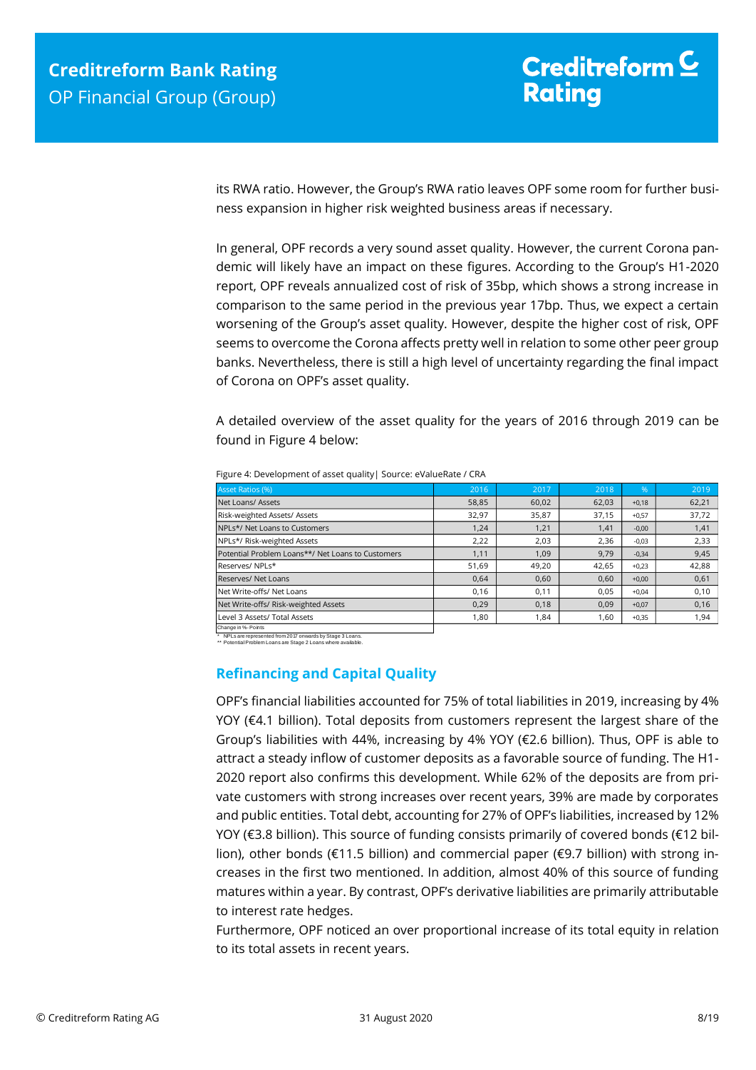its RWA ratio. However, the Group's RWA ratio leaves OPF some room for further business expansion in higher risk weighted business areas if necessary.

In general, OPF records a very sound asset quality. However, the current Corona pandemic will likely have an impact on these figures. According to the Group's H1-2020 report, OPF reveals annualized cost of risk of 35bp, which shows a strong increase in comparison to the same period in the previous year 17bp. Thus, we expect a certain worsening of the Group's asset quality. However, despite the higher cost of risk, OPF seems to overcome the Corona affects pretty well in relation to some other peer group banks. Nevertheless, there is still a high level of uncertainty regarding the final impact of Corona on OPF's asset quality.

A detailed overview of the asset quality for the years of 2016 through 2019 can be found in Figure 4 below:

Figure 4: Development of asset quality| Source: eValueRate / CRA

| Asset Ratios (%) | 2016 | 2017 | 2018 | % | 2019 |
|---|---|---|---|---|---|
| Net Loans/ Assets | 58,85 | 60,02 | 62,03 | +0,18 | 62,21 |
| Risk-weighted Assets/ Assets | 32,97 | 35,87 | 37,15 | +0,57 | 37,72 |
| NPLs*/ Net Loans to Customers | 1,24 | 1,21 | 1,41 | -0,00 | 1,41 |
| NPLs*/ Risk-weighted Assets | 2,22 | 2,03 | 2,36 | -0,03 | 2,33 |
| Potential Problem Loans**/ Net Loans to Customers | 1,11 | 1,09 | 9,79 | -0,34 | 9,45 |
| Reserves/ NPLs* | 51,69 | 49,20 | 42,65 | +0,23 | 42,88 |
| Reserves/ Net Loans | 0,64 | 0,60 | 0,60 | +0,00 | 0,61 |
| Net Write-offs/ Net Loans | 0,16 | 0,11 | 0,05 | +0,04 | 0,10 |
| Net Write-offs/ Risk-weighted Assets | 0,29 | 0,18 | 0,09 | +0,07 | 0,16 |
| Level 3 Assets/ Total Assets | 1,80 | 1,84 | 1,60 | +0,35 | 1,94 |

Change in %- Points

\* NPLs are represented from 2017 onwards by Stage 3 Loans.
\*\* Potential Problem Loans are Stage 2 Loans where available.

## Refinancing and Capital Quality

OPF's financial liabilities accounted for 75% of total liabilities in 2019, increasing by 4% YOY (€4.1 billion). Total deposits from customers represent the largest share of the Group's liabilities with 44%, increasing by 4% YOY (€2.6 billion). Thus, OPF is able to attract a steady inflow of customer deposits as a favorable source of funding. The H1-2020 report also confirms this development. While 62% of the deposits are from private customers with strong increases over recent years, 39% are made by corporates and public entities. Total debt, accounting for 27% of OPF's liabilities, increased by 12% YOY (€3.8 billion). This source of funding consists primarily of covered bonds (€12 billion), other bonds (€11.5 billion) and commercial paper (€9.7 billion) with strong increases in the first two mentioned. In addition, almost 40% of this source of funding matures within a year. By contrast, OPF's derivative liabilities are primarily attributable to interest rate hedges.

Furthermore, OPF noticed an over proportional increase of its total equity in relation to its total assets in recent years.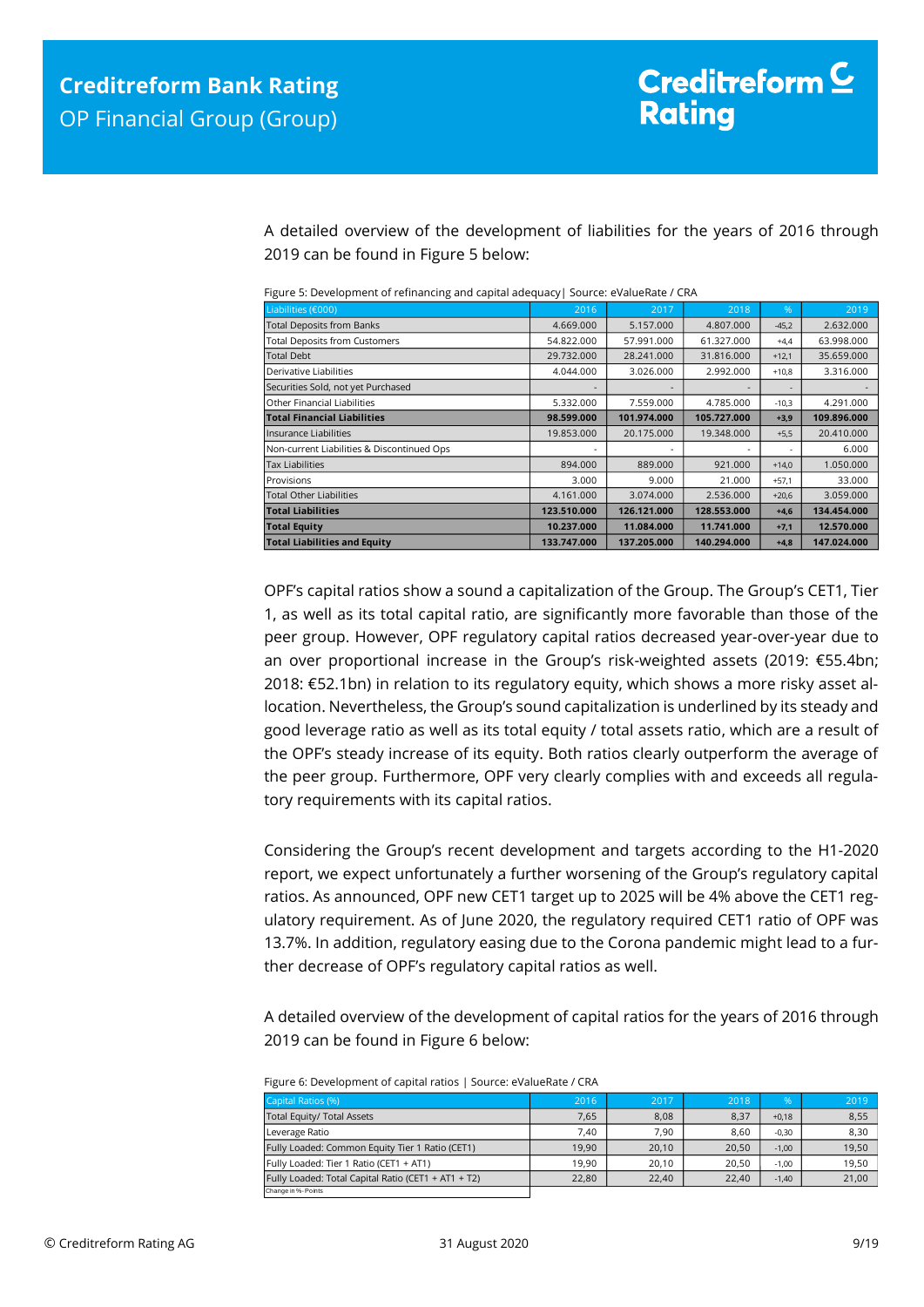A detailed overview of the development of liabilities for the years of 2016 through 2019 can be found in Figure 5 below:

Figure 5: Development of refinancing and capital adequacy| Source: eValueRate / CRA

| Liabilities (€000) | 2016 | 2017 | 2018 | % | 2019 |
|---|---|---|---|---|---|
| Total Deposits from Banks | 4.669.000 | 5.157.000 | 4.807.000 | -45,2 | 2.632.000 |
| Total Deposits from Customers | 54.822.000 | 57.991.000 | 61.327.000 | +4,4 | 63.998.000 |
| Total Debt | 29.732.000 | 28.241.000 | 31.816.000 | +12,1 | 35.659.000 |
| Derivative Liabilities | 4.044.000 | 3.026.000 | 2.992.000 | +10,8 | 3.316.000 |
| Securities Sold, not yet Purchased | - | - | - | - | - |
| Other Financial Liabilities | 5.332.000 | 7.559.000 | 4.785.000 | -10,3 | 4.291.000 |
| **Total Financial Liabilities** | **98.599.000** | **101.974.000** | **105.727.000** | **+3,9** | **109.896.000** |
| Insurance Liabilities | 19.853.000 | 20.175.000 | 19.348.000 | +5,5 | 20.410.000 |
| Non-current Liabilities & Discontinued Ops | - | - | - | - | 6.000 |
| Tax Liabilities | 894.000 | 889.000 | 921.000 | +14,0 | 1.050.000 |
| Provisions | 3.000 | 9.000 | 21.000 | +57,1 | 33.000 |
| Total Other Liabilities | 4.161.000 | 3.074.000 | 2.536.000 | +20,6 | 3.059.000 |
| **Total Liabilities** | **123.510.000** | **126.121.000** | **128.553.000** | **+4,6** | **134.454.000** |
| **Total Equity** | **10.237.000** | **11.084.000** | **11.741.000** | **+7,1** | **12.570.000** |
| **Total Liabilities and Equity** | **133.747.000** | **137.205.000** | **140.294.000** | **+4,8** | **147.024.000** |

OPF's capital ratios show a sound a capitalization of the Group. The Group's CET1, Tier 1, as well as its total capital ratio, are significantly more favorable than those of the peer group. However, OPF regulatory capital ratios decreased year-over-year due to an over proportional increase in the Group's risk-weighted assets (2019: €55.4bn; 2018: €52.1bn) in relation to its regulatory equity, which shows a more risky asset allocation. Nevertheless, the Group's sound capitalization is underlined by its steady and good leverage ratio as well as its total equity / total assets ratio, which are a result of the OPF's steady increase of its equity. Both ratios clearly outperform the average of the peer group. Furthermore, OPF very clearly complies with and exceeds all regulatory requirements with its capital ratios.

Considering the Group's recent development and targets according to the H1-2020 report, we expect unfortunately a further worsening of the Group's regulatory capital ratios. As announced, OPF new CET1 target up to 2025 will be 4% above the CET1 regulatory requirement. As of June 2020, the regulatory required CET1 ratio of OPF was 13.7%. In addition, regulatory easing due to the Corona pandemic might lead to a further decrease of OPF's regulatory capital ratios as well.

A detailed overview of the development of capital ratios for the years of 2016 through 2019 can be found in Figure 6 below:

Figure 6: Development of capital ratios | Source: eValueRate / CRA

| Capital Ratios (%) | 2016 | 2017 | 2018 | % | 2019 |
|---|---|---|---|---|---|
| Total Equity/ Total Assets | 7,65 | 8,08 | 8,37 | +0,18 | 8,55 |
| Leverage Ratio | 7,40 | 7,90 | 8,60 | -0,30 | 8,30 |
| Fully Loaded: Common Equity Tier 1 Ratio (CET1) | 19,90 | 20,10 | 20,50 | -1,00 | 19,50 |
| Fully Loaded: Tier 1 Ratio (CET1 + AT1) | 19,90 | 20,10 | 20,50 | -1,00 | 19,50 |
| Fully Loaded: Total Capital Ratio (CET1 + AT1 + T2) | 22,80 | 22,40 | 22,40 | -1,40 | 21,00 |

Change in %- Points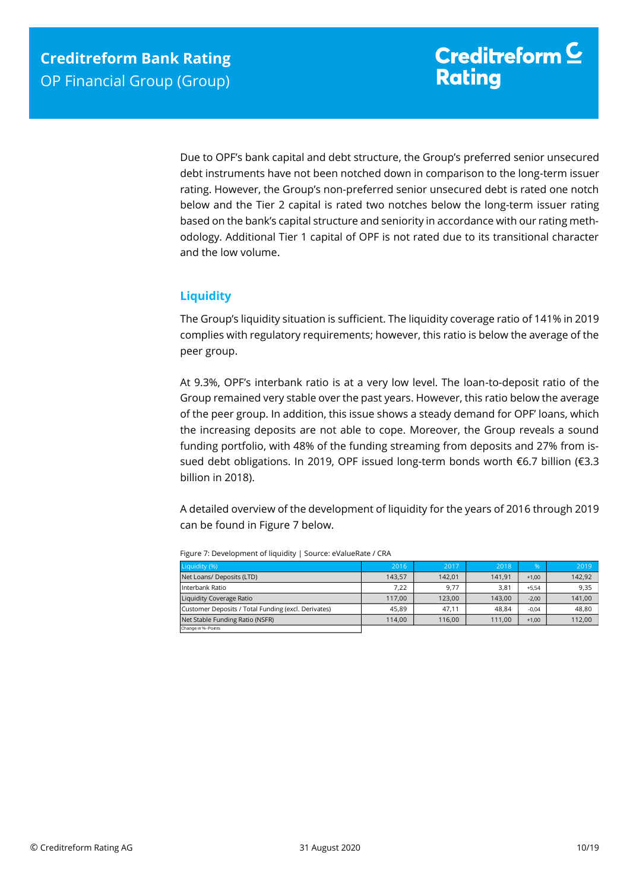Due to OPF's bank capital and debt structure, the Group's preferred senior unsecured debt instruments have not been notched down in comparison to the long-term issuer rating. However, the Group's non-preferred senior unsecured debt is rated one notch below and the Tier 2 capital is rated two notches below the long-term issuer rating based on the bank's capital structure and seniority in accordance with our rating methodology. Additional Tier 1 capital of OPF is not rated due to its transitional character and the low volume.

## Liquidity

The Group's liquidity situation is sufficient. The liquidity coverage ratio of 141% in 2019 complies with regulatory requirements; however, this ratio is below the average of the peer group.

At 9.3%, OPF's interbank ratio is at a very low level. The loan-to-deposit ratio of the Group remained very stable over the past years. However, this ratio below the average of the peer group. In addition, this issue shows a steady demand for OPF' loans, which the increasing deposits are not able to cope. Moreover, the Group reveals a sound funding portfolio, with 48% of the funding streaming from deposits and 27% from issued debt obligations. In 2019, OPF issued long-term bonds worth €6.7 billion (€3.3 billion in 2018).

A detailed overview of the development of liquidity for the years of 2016 through 2019 can be found in Figure 7 below.

Figure 7: Development of liquidity | Source: eValueRate / CRA

| Liquidity (%) | 2016 | 2017 | 2018 | % | 2019 |
|---|---|---|---|---|---|
| Net Loans/ Deposits (LTD) | 143,57 | 142,01 | 141,91 | +1,00 | 142,92 |
| Interbank Ratio | 7,22 | 9,77 | 3,81 | +5,54 | 9,35 |
| Liquidity Coverage Ratio | 117,00 | 123,00 | 143,00 | -2,00 | 141,00 |
| Customer Deposits / Total Funding (excl. Derivates) | 45,89 | 47,11 | 48,84 | -0,04 | 48,80 |
| Net Stable Funding Ratio (NSFR) | 114,00 | 116,00 | 111,00 | +1,00 | 112,00 |

Change in %-Points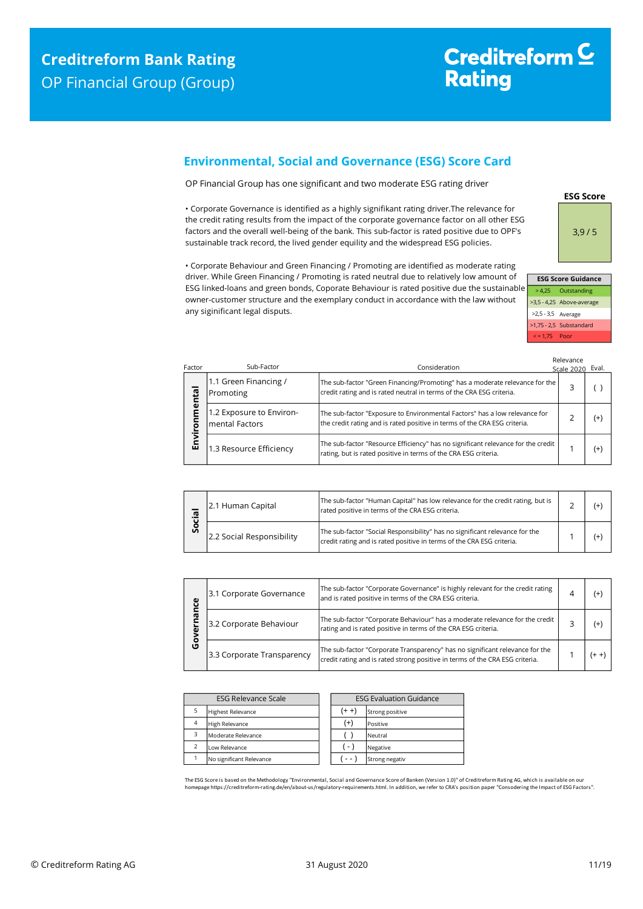## Environmental, Social and Governance (ESG) Score Card

OP Financial Group has one significant and two moderate ESG rating driver

• Corporate Governance is identified as a highly signifikant rating driver.The relevance for the credit rating results from the impact of the corporate governance factor on all other ESG factors and the overall well-being of the bank. This sub-factor is rated positive due to OPF's sustainable track record, the lived gender equility and the widespread ESG policies.

• Corporate Behaviour and Green Financing / Promoting are identified as moderate rating driver. While Green Financing / Promoting is rated neutral due to relatively low amount of ESG linked-loans and green bonds, Coporate Behaviour is rated positive due the sustainable owner-customer structure and the exemplary conduct in accordance with the law without any siginificant legal disputs.

| ESG Score |
|---|
| 3,9 / 5 |

| ESG Score Guidance | |
|---|---|
| > 4,25 | Outstanding |
| >3,5 - 4,25 | Above-average |
| >2,5 - 3,5 | Average |
| >1,75 - 2,5 | Substandard |
| < = 1,75 | Poor |

| Factor | Sub-Factor | Consideration | Relevance Scale 2020 | Eval. |
|---|---|---|---|---|
| Environmental | 1.1 Green Financing / Promoting | The sub-factor "Green Financing/Promoting" has a moderate relevance for the credit rating and is rated neutral in terms of the CRA ESG criteria. | 3 | ( ) |
| | 1.2 Exposure to Environ-mental Factors | The sub-factor "Exposure to Environmental Factors" has a low relevance for the credit rating and is rated positive in terms of the CRA ESG criteria. | 2 | (+) |
| | 1.3 Resource Efficiency | The sub-factor "Resource Efficiency" has no significant relevance for the credit rating, but is rated positive in terms of the CRA ESG criteria. | 1 | (+) |
| Social | 2.1 Human Capital | The sub-factor "Human Capital" has low relevance for the credit rating, but is rated positive in terms of the CRA ESG criteria. | 2 | (+) |
| | 2.2 Social Responsibility | The sub-factor "Social Responsibility" has no significant relevance for the credit rating and is rated positive in terms of the CRA ESG criteria. | 1 | (+) |
| Governance | 3.1 Corporate Governance | The sub-factor "Corporate Governance" is highly relevant for the credit rating and is rated positive in terms of the CRA ESG criteria. | 4 | (+) |
| | 3.2 Corporate Behaviour | The sub-factor "Corporate Behaviour" has a moderate relevance for the credit rating and is rated positive in terms of the CRA ESG criteria. | 3 | (+) |
| | 3.3 Corporate Transparency | The sub-factor "Corporate Transparency" has no significant relevance for the credit rating and is rated strong positive in terms of the CRA ESG criteria. | 1 | (+ +) |

| ESG Relevance Scale | |
|---|---|
| 5 | Highest Relevance |
| 4 | High Relevance |
| 3 | Moderate Relevance |
| 2 | Low Relevance |
| 1 | No significant Relevance |

| ESG Evaluation Guidance | |
|---|---|
| (+ +) | Strong positive |
| (+) | Positive |
| ( ) | Neutral |
| ( - ) | Negative |
| ( - - ) | Strong negativ |

The ESG Score is based on the Methodology "Environmental, Social and Governance Score of Banken (Version 1.0)" of Creditreform Rating AG, which is available on our homepage https://creditreform-rating.de/en/about-us/regulatory-requirements.html. In addition, we refer to CRA's position paper "Consodering the Impact of ESG Factors".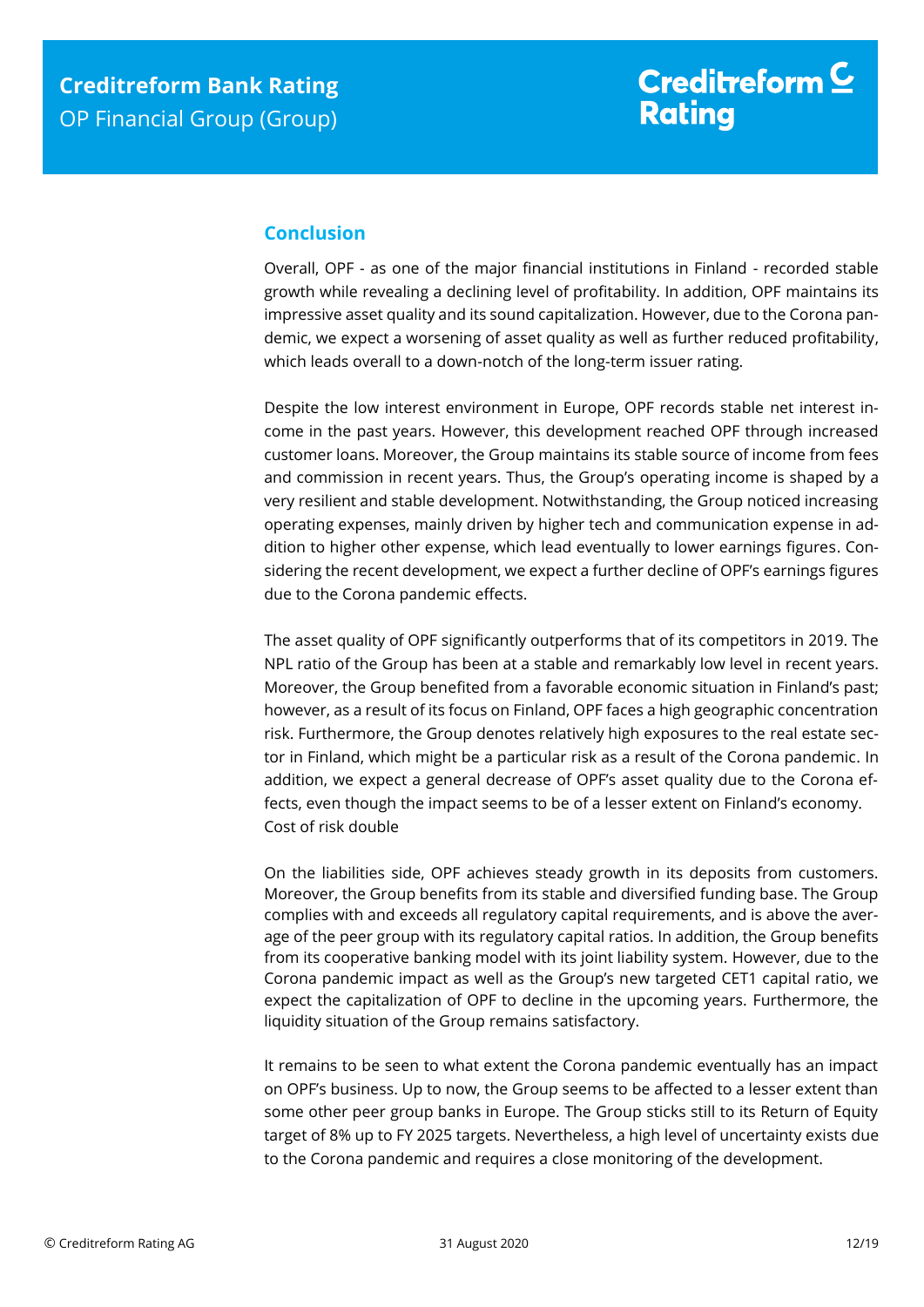## Conclusion

Overall, OPF - as one of the major financial institutions in Finland - recorded stable growth while revealing a declining level of profitability. In addition, OPF maintains its impressive asset quality and its sound capitalization. However, due to the Corona pandemic, we expect a worsening of asset quality as well as further reduced profitability, which leads overall to a down-notch of the long-term issuer rating.

Despite the low interest environment in Europe, OPF records stable net interest income in the past years. However, this development reached OPF through increased customer loans. Moreover, the Group maintains its stable source of income from fees and commission in recent years. Thus, the Group's operating income is shaped by a very resilient and stable development. Notwithstanding, the Group noticed increasing operating expenses, mainly driven by higher tech and communication expense in addition to higher other expense, which lead eventually to lower earnings figures. Considering the recent development, we expect a further decline of OPF's earnings figures due to the Corona pandemic effects.

The asset quality of OPF significantly outperforms that of its competitors in 2019. The NPL ratio of the Group has been at a stable and remarkably low level in recent years. Moreover, the Group benefited from a favorable economic situation in Finland's past; however, as a result of its focus on Finland, OPF faces a high geographic concentration risk. Furthermore, the Group denotes relatively high exposures to the real estate sector in Finland, which might be a particular risk as a result of the Corona pandemic. In addition, we expect a general decrease of OPF's asset quality due to the Corona effects, even though the impact seems to be of a lesser extent on Finland's economy.
Cost of risk double

On the liabilities side, OPF achieves steady growth in its deposits from customers. Moreover, the Group benefits from its stable and diversified funding base. The Group complies with and exceeds all regulatory capital requirements, and is above the average of the peer group with its regulatory capital ratios. In addition, the Group benefits from its cooperative banking model with its joint liability system. However, due to the Corona pandemic impact as well as the Group's new targeted CET1 capital ratio, we expect the capitalization of OPF to decline in the upcoming years. Furthermore, the liquidity situation of the Group remains satisfactory.

It remains to be seen to what extent the Corona pandemic eventually has an impact on OPF's business. Up to now, the Group seems to be affected to a lesser extent than some other peer group banks in Europe. The Group sticks still to its Return of Equity target of 8% up to FY 2025 targets. Nevertheless, a high level of uncertainty exists due to the Corona pandemic and requires a close monitoring of the development.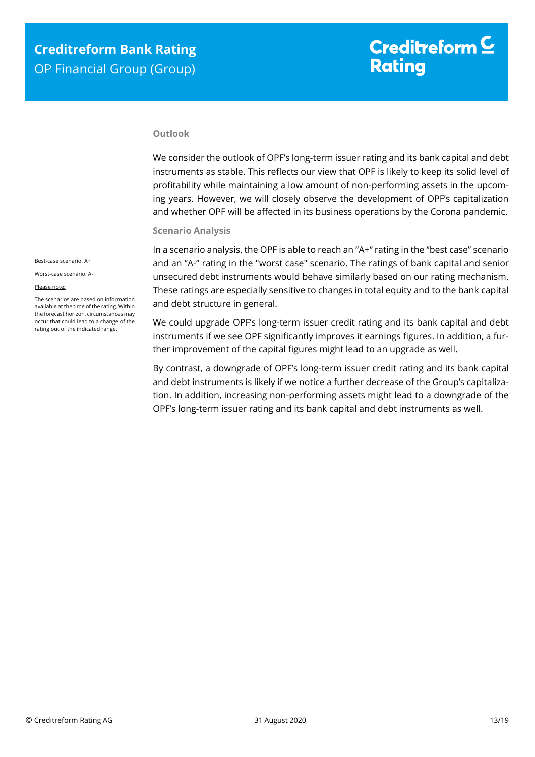### Outlook

We consider the outlook of OPF's long-term issuer rating and its bank capital and debt instruments as stable. This reflects our view that OPF is likely to keep its solid level of profitability while maintaining a low amount of non-performing assets in the upcoming years. However, we will closely observe the development of OPF's capitalization and whether OPF will be affected in its business operations by the Corona pandemic.

### Scenario Analysis

Best-case scenario: A+

Worst-case scenario: A-

Please note:

The scenarios are based on information available at the time of the rating. Within the forecast horizon, circumstances may occur that could lead to a change of the rating out of the indicated range.

In a scenario analysis, the OPF is able to reach an "A+" rating in the "best case" scenario and an "A-" rating in the "worst case" scenario. The ratings of bank capital and senior unsecured debt instruments would behave similarly based on our rating mechanism. These ratings are especially sensitive to changes in total equity and to the bank capital and debt structure in general.

We could upgrade OPF's long-term issuer credit rating and its bank capital and debt instruments if we see OPF significantly improves it earnings figures. In addition, a further improvement of the capital figures might lead to an upgrade as well.

By contrast, a downgrade of OPF's long-term issuer credit rating and its bank capital and debt instruments is likely if we notice a further decrease of the Group's capitalization. In addition, increasing non-performing assets might lead to a downgrade of the OPF's long-term issuer rating and its bank capital and debt instruments as well.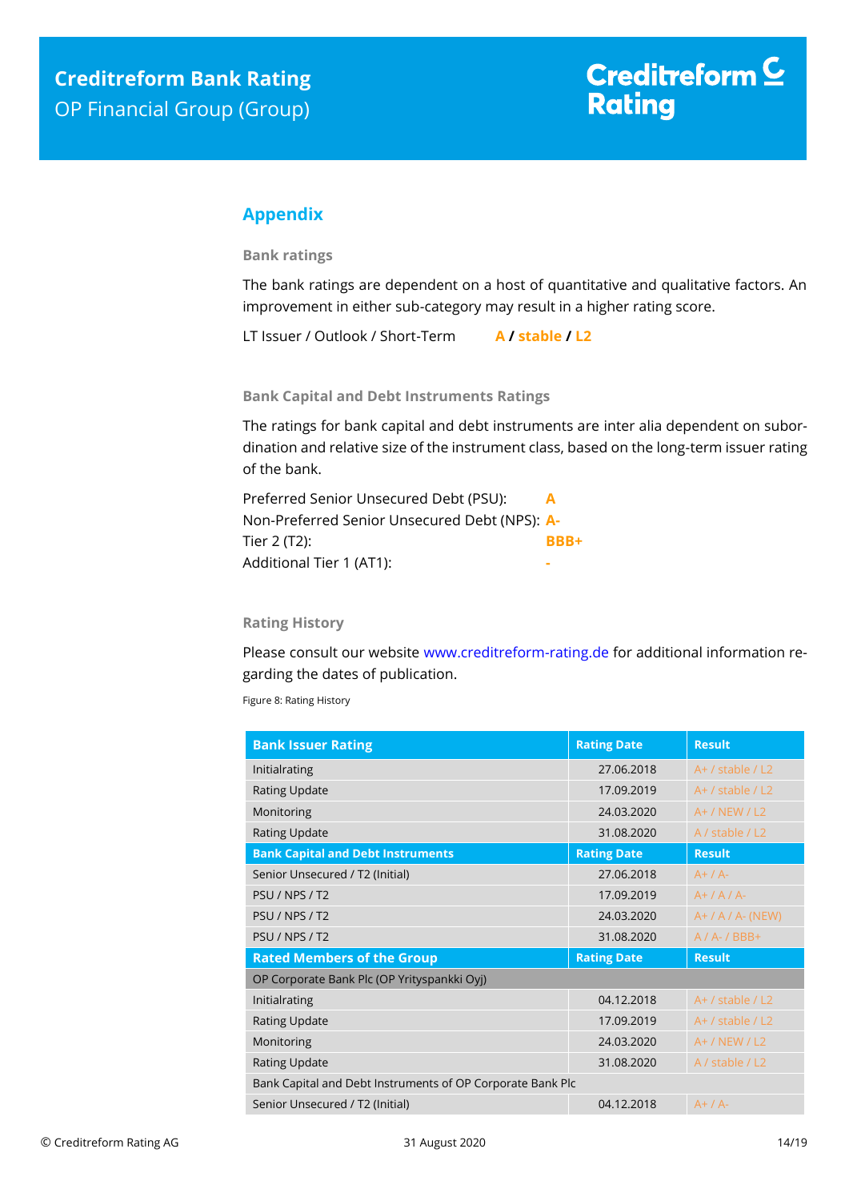## Appendix

### Bank ratings

The bank ratings are dependent on a host of quantitative and qualitative factors. An improvement in either sub-category may result in a higher rating score.

LT Issuer / Outlook / Short-Term **A / stable / L2**

### Bank Capital and Debt Instruments Ratings

The ratings for bank capital and debt instruments are inter alia dependent on subordination and relative size of the instrument class, based on the long-term issuer rating of the bank.

| | |
|---|---|
| Preferred Senior Unsecured Debt (PSU): | **A** |
| Non-Preferred Senior Unsecured Debt (NPS): | **A-** |
| Tier 2 (T2): | **BBB+** |
| Additional Tier 1 (AT1): | **-** |

### Rating History

Please consult our website www.creditreform-rating.de for additional information regarding the dates of publication.

Figure 8: Rating History

| Bank Issuer Rating | Rating Date | Result |
|---|---|---|
| Initialrating | 27.06.2018 | A+ / stable / L2 |
| Rating Update | 17.09.2019 | A+ / stable / L2 |
| Monitoring | 24.03.2020 | A+ / NEW / L2 |
| Rating Update | 31.08.2020 | A / stable / L2 |
| **Bank Capital and Debt Instruments** | **Rating Date** | **Result** |
| Senior Unsecured / T2 (Initial) | 27.06.2018 | A+ / A- |
| PSU / NPS / T2 | 17.09.2019 | A+ / A / A- |
| PSU / NPS / T2 | 24.03.2020 | A+ / A / A- (NEW) |
| PSU / NPS / T2 | 31.08.2020 | A / A- / BBB+ |
| **Rated Members of the Group** | **Rating Date** | **Result** |
| OP Corporate Bank Plc (OP Yrityspankki Oyj) | | |
| Initialrating | 04.12.2018 | A+ / stable / L2 |
| Rating Update | 17.09.2019 | A+ / stable / L2 |
| Monitoring | 24.03.2020 | A+ / NEW / L2 |
| Rating Update | 31.08.2020 | A / stable / L2 |
| Bank Capital and Debt Instruments of OP Corporate Bank Plc | | |
| Senior Unsecured / T2 (Initial) | 04.12.2018 | A+ / A- |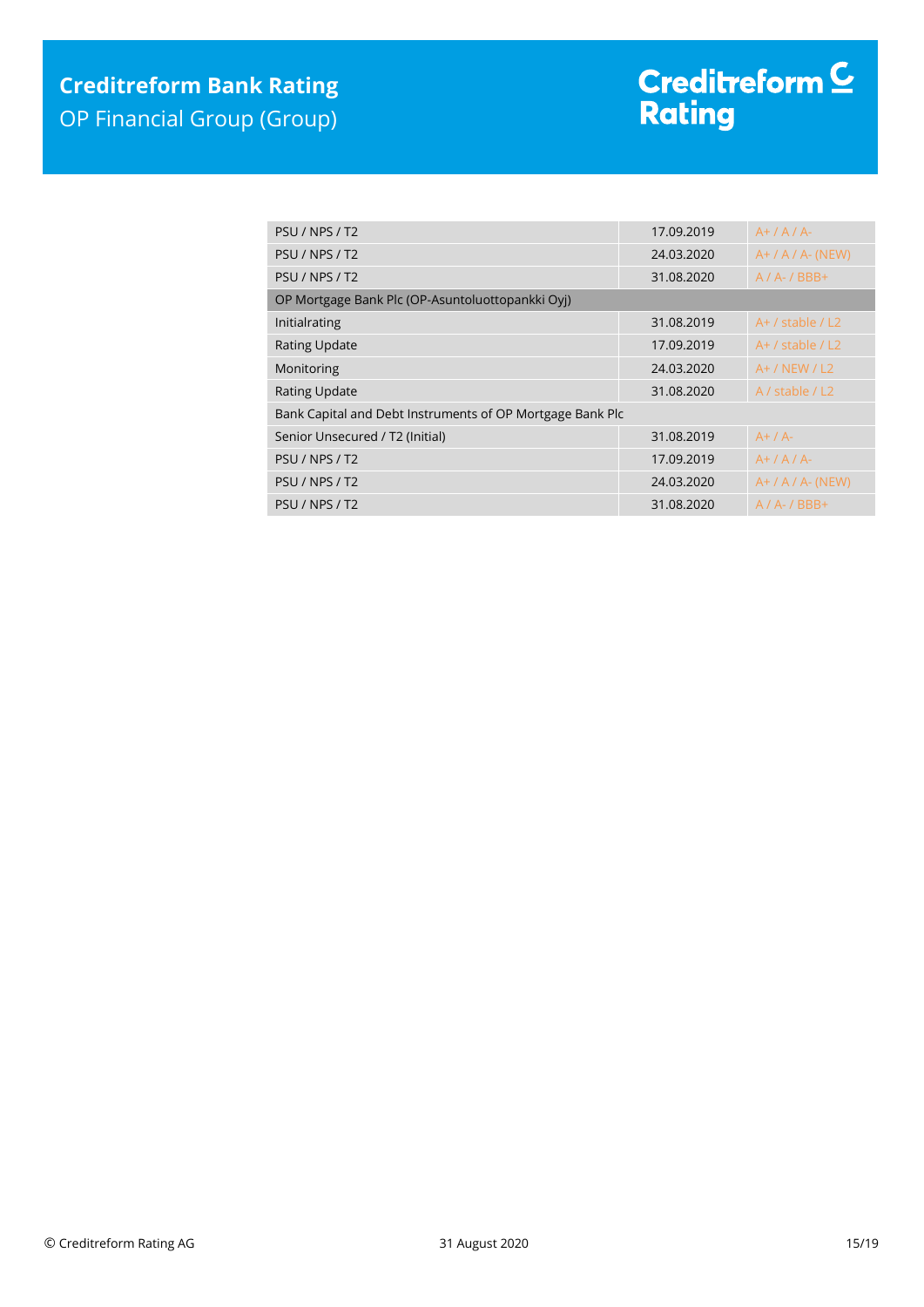| | | |
|---|---|---|
| PSU / NPS / T2 | 17.09.2019 | A+ / A / A- |
| PSU / NPS / T2 | 24.03.2020 | A+ / A / A- (NEW) |
| PSU / NPS / T2 | 31.08.2020 | A / A- / BBB+ |
| OP Mortgage Bank Plc (OP-Asuntoluottopankki Oyj) | | |
| Initialrating | 31.08.2019 | A+ / stable / L2 |
| Rating Update | 17.09.2019 | A+ / stable / L2 |
| Monitoring | 24.03.2020 | A+ / NEW / L2 |
| Rating Update | 31.08.2020 | A / stable / L2 |
| Bank Capital and Debt Instruments of OP Mortgage Bank Plc | | |
| Senior Unsecured / T2 (Initial) | 31.08.2019 | A+ / A- |
| PSU / NPS / T2 | 17.09.2019 | A+ / A / A- |
| PSU / NPS / T2 | 24.03.2020 | A+ / A / A- (NEW) |
| PSU / NPS / T2 | 31.08.2020 | A / A- / BBB+ |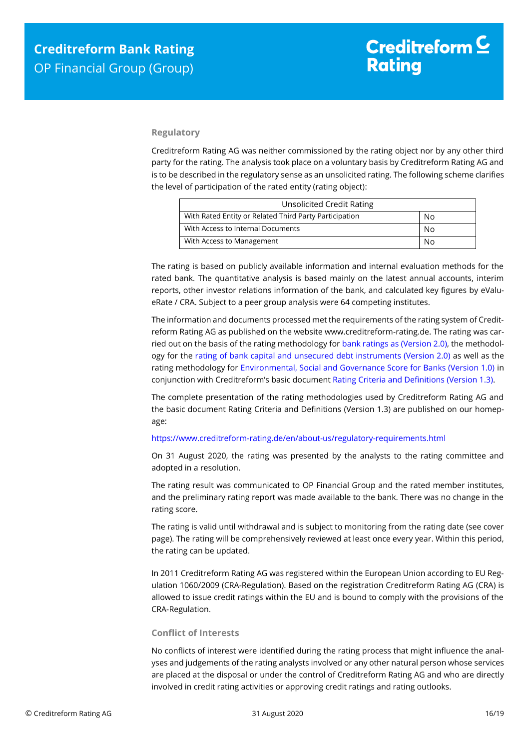### Regulatory

Creditreform Rating AG was neither commissioned by the rating object nor by any other third party for the rating. The analysis took place on a voluntary basis by Creditreform Rating AG and is to be described in the regulatory sense as an unsolicited rating. The following scheme clarifies the level of participation of the rated entity (rating object):

| Unsolicited Credit Rating | |
|---|---|
| With Rated Entity or Related Third Party Participation | No |
| With Access to Internal Documents | No |
| With Access to Management | No |

The rating is based on publicly available information and internal evaluation methods for the rated bank. The quantitative analysis is based mainly on the latest annual accounts, interim reports, other investor relations information of the bank, and calculated key figures by eValueRate / CRA. Subject to a peer group analysis were 64 competing institutes.

The information and documents processed met the requirements of the rating system of Creditreform Rating AG as published on the website www.creditreform-rating.de. The rating was carried out on the basis of the rating methodology for bank ratings as (Version 2.0), the methodology for the rating of bank capital and unsecured debt instruments (Version 2.0) as well as the rating methodology for Environmental, Social and Governance Score for Banks (Version 1.0) in conjunction with Creditreform's basic document Rating Criteria and Definitions (Version 1.3).

The complete presentation of the rating methodologies used by Creditreform Rating AG and the basic document Rating Criteria and Definitions (Version 1.3) are published on our homepage:

https://www.creditreform-rating.de/en/about-us/regulatory-requirements.html

On 31 August 2020, the rating was presented by the analysts to the rating committee and adopted in a resolution.

The rating result was communicated to OP Financial Group and the rated member institutes, and the preliminary rating report was made available to the bank. There was no change in the rating score.

The rating is valid until withdrawal and is subject to monitoring from the rating date (see cover page). The rating will be comprehensively reviewed at least once every year. Within this period, the rating can be updated.

In 2011 Creditreform Rating AG was registered within the European Union according to EU Regulation 1060/2009 (CRA-Regulation). Based on the registration Creditreform Rating AG (CRA) is allowed to issue credit ratings within the EU and is bound to comply with the provisions of the CRA-Regulation.

### Conflict of Interests

No conflicts of interest were identified during the rating process that might influence the analyses and judgements of the rating analysts involved or any other natural person whose services are placed at the disposal or under the control of Creditreform Rating AG and who are directly involved in credit rating activities or approving credit ratings and rating outlooks.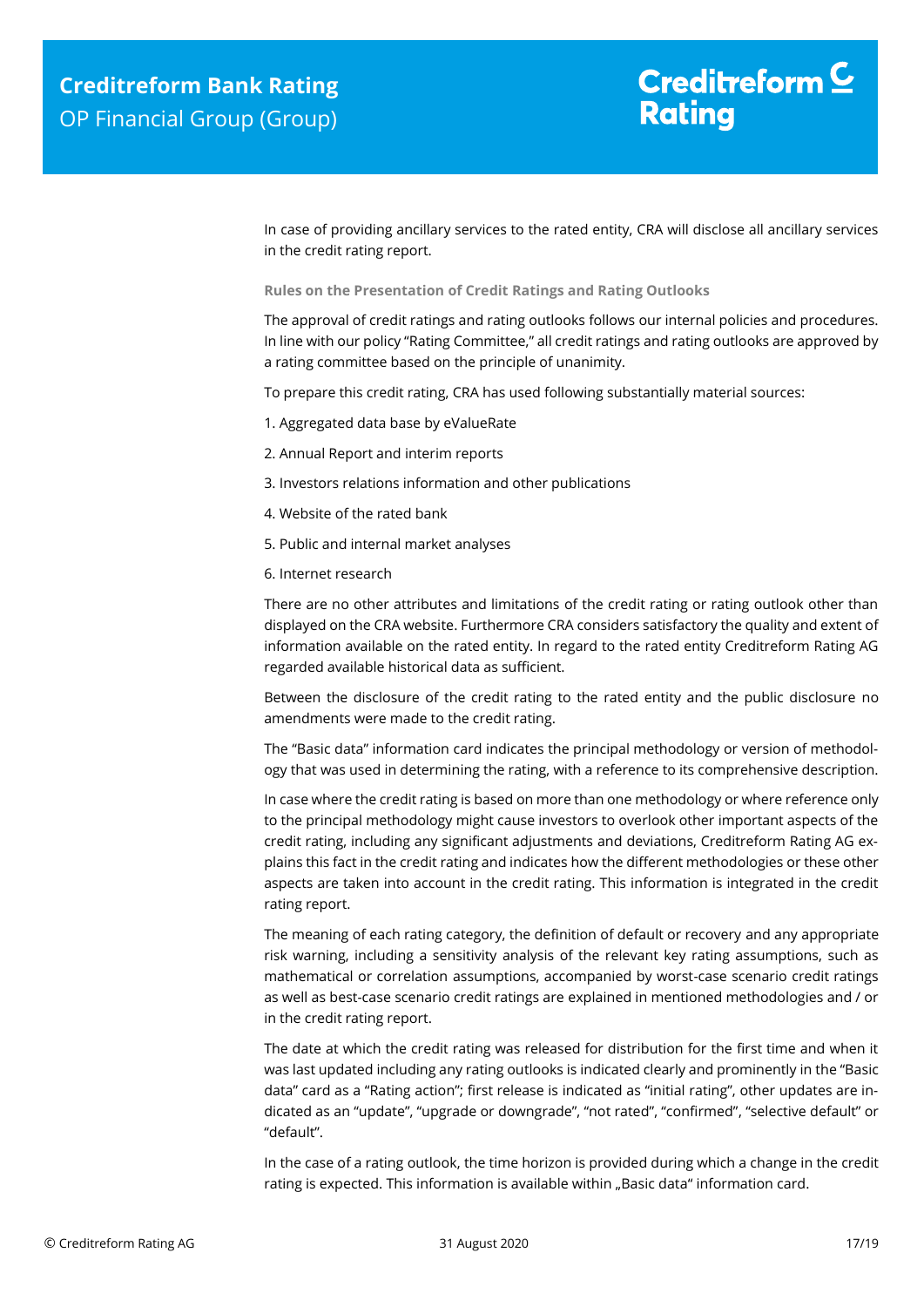In case of providing ancillary services to the rated entity, CRA will disclose all ancillary services in the credit rating report.

### Rules on the Presentation of Credit Ratings and Rating Outlooks

The approval of credit ratings and rating outlooks follows our internal policies and procedures. In line with our policy "Rating Committee," all credit ratings and rating outlooks are approved by a rating committee based on the principle of unanimity.

To prepare this credit rating, CRA has used following substantially material sources:

1. Aggregated data base by eValueRate
2. Annual Report and interim reports
3. Investors relations information and other publications
4. Website of the rated bank
5. Public and internal market analyses
6. Internet research

There are no other attributes and limitations of the credit rating or rating outlook other than displayed on the CRA website. Furthermore CRA considers satisfactory the quality and extent of information available on the rated entity. In regard to the rated entity Creditreform Rating AG regarded available historical data as sufficient.

Between the disclosure of the credit rating to the rated entity and the public disclosure no amendments were made to the credit rating.

The "Basic data" information card indicates the principal methodology or version of methodology that was used in determining the rating, with a reference to its comprehensive description.

In case where the credit rating is based on more than one methodology or where reference only to the principal methodology might cause investors to overlook other important aspects of the credit rating, including any significant adjustments and deviations, Creditreform Rating AG explains this fact in the credit rating and indicates how the different methodologies or these other aspects are taken into account in the credit rating. This information is integrated in the credit rating report.

The meaning of each rating category, the definition of default or recovery and any appropriate risk warning, including a sensitivity analysis of the relevant key rating assumptions, such as mathematical or correlation assumptions, accompanied by worst-case scenario credit ratings as well as best-case scenario credit ratings are explained in mentioned methodologies and / or in the credit rating report.

The date at which the credit rating was released for distribution for the first time and when it was last updated including any rating outlooks is indicated clearly and prominently in the "Basic data" card as a "Rating action"; first release is indicated as "initial rating", other updates are indicated as an "update", "upgrade or downgrade", "not rated", "confirmed", "selective default" or "default".

In the case of a rating outlook, the time horizon is provided during which a change in the credit rating is expected. This information is available within „Basic data" information card.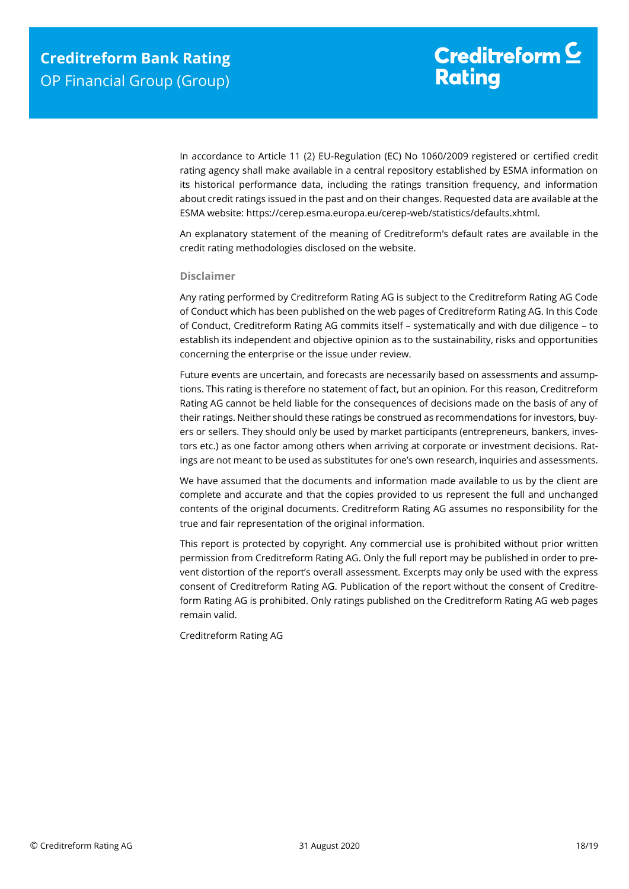In accordance to Article 11 (2) EU-Regulation (EC) No 1060/2009 registered or certified credit rating agency shall make available in a central repository established by ESMA information on its historical performance data, including the ratings transition frequency, and information about credit ratings issued in the past and on their changes. Requested data are available at the ESMA website: https://cerep.esma.europa.eu/cerep-web/statistics/defaults.xhtml.

An explanatory statement of the meaning of Creditreform's default rates are available in the credit rating methodologies disclosed on the website.

### Disclaimer

Any rating performed by Creditreform Rating AG is subject to the Creditreform Rating AG Code of Conduct which has been published on the web pages of Creditreform Rating AG. In this Code of Conduct, Creditreform Rating AG commits itself – systematically and with due diligence – to establish its independent and objective opinion as to the sustainability, risks and opportunities concerning the enterprise or the issue under review.

Future events are uncertain, and forecasts are necessarily based on assessments and assumptions. This rating is therefore no statement of fact, but an opinion. For this reason, Creditreform Rating AG cannot be held liable for the consequences of decisions made on the basis of any of their ratings. Neither should these ratings be construed as recommendations for investors, buyers or sellers. They should only be used by market participants (entrepreneurs, bankers, investors etc.) as one factor among others when arriving at corporate or investment decisions. Ratings are not meant to be used as substitutes for one's own research, inquiries and assessments.

We have assumed that the documents and information made available to us by the client are complete and accurate and that the copies provided to us represent the full and unchanged contents of the original documents. Creditreform Rating AG assumes no responsibility for the true and fair representation of the original information.

This report is protected by copyright. Any commercial use is prohibited without prior written permission from Creditreform Rating AG. Only the full report may be published in order to prevent distortion of the report's overall assessment. Excerpts may only be used with the express consent of Creditreform Rating AG. Publication of the report without the consent of Creditreform Rating AG is prohibited. Only ratings published on the Creditreform Rating AG web pages remain valid.

Creditreform Rating AG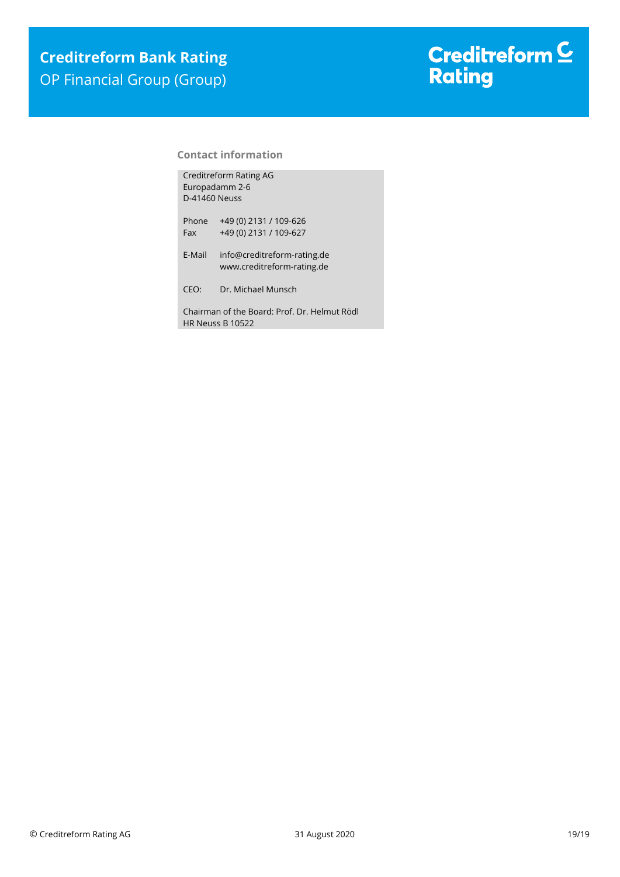### Contact information

Creditreform Rating AG
Europadamm 2-6
D-41460 Neuss

Phone +49 (0) 2131 / 109-626
Fax +49 (0) 2131 / 109-627

E-Mail info@creditreform-rating.de
www.creditreform-rating.de

CEO: Dr. Michael Munsch

Chairman of the Board: Prof. Dr. Helmut Rödl
HR Neuss B 10522